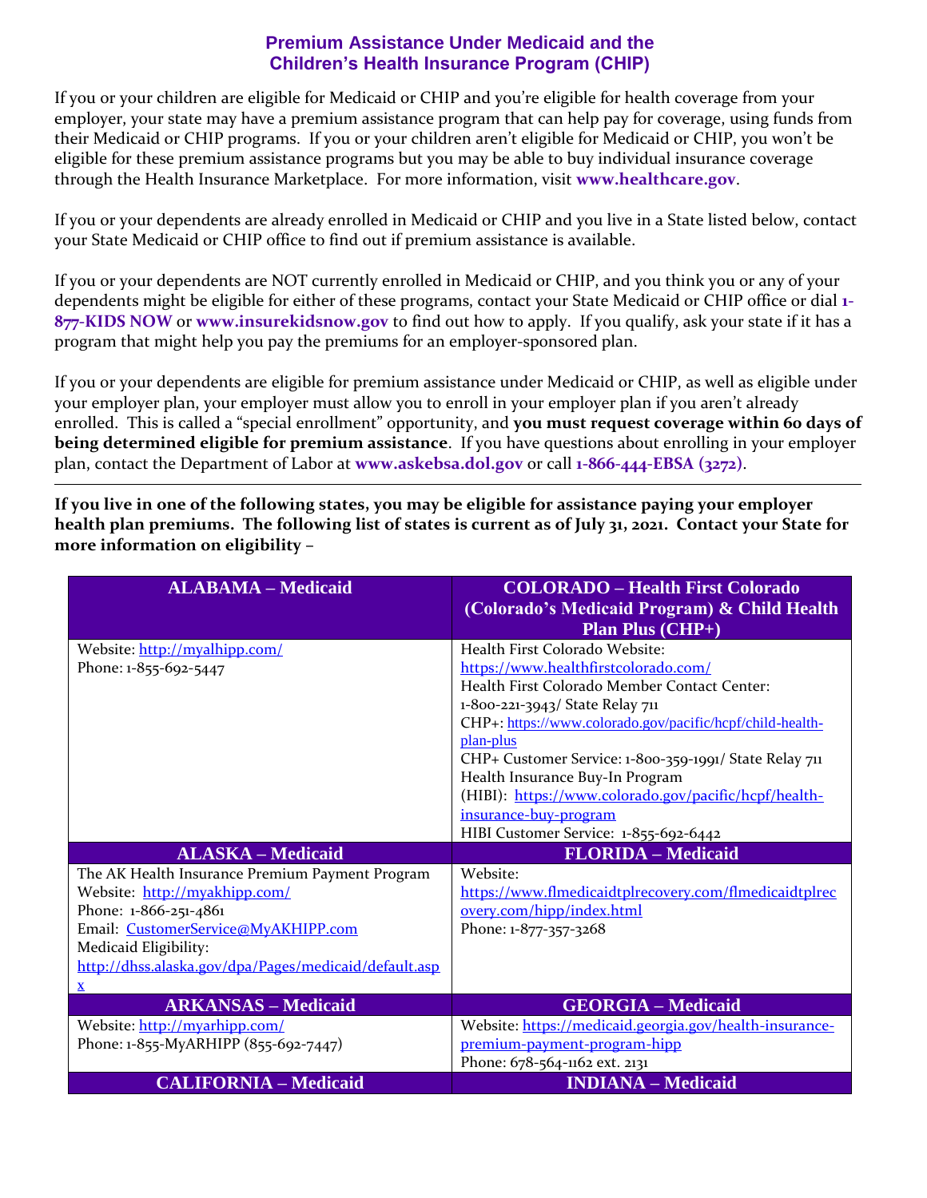## Premium Assistance Under Medicaid and the Children's Health Insurance Program (CHIP)

If you or your children are eligible for Medicaid or CHIP and you're eligible for health coverage from your employer, your state may have a premium assistance program that can help pay for coverage, using funds from their Medicaid or CHIP programs. If you or your children aren't eligible for Medicaid or CHIP, you won't be eligible for these premium assistance programs but you may be able to buy individual insurance coverage through the Health Insurance Marketplace. For more information, visit **www.healthcare.gov**.

If you or your dependents are already enrolled in Medicaid or CHIP and you live in a State listed below, contact your State Medicaid or CHIP office to find out if premium assistance is available.

If you or your dependents are NOT currently enrolled in Medicaid or CHIP, and you think you or any of your dependents might be eligible for either of these programs, contact your State Medicaid or CHIP office or dial **1-877-KIDS NOW** or **www.insurekidsnow.gov** to find out how to apply. If you qualify, ask your state if it has a program that might help you pay the premiums for an employer-sponsored plan.

If you or your dependents are eligible for premium assistance under Medicaid or CHIP, as well as eligible under your employer plan, your employer must allow you to enroll in your employer plan if you aren't already enrolled. This is called a "special enrollment" opportunity, and **you must request coverage within 60 days of being determined eligible for premium assistance**. If you have questions about enrolling in your employer plan, contact the Department of Labor at **www.askebsa.dol.gov** or call **1-866-444-EBSA (3272)**.

---

**If you live in one of the following states, you may be eligible for assistance paying your employer health plan premiums. The following list of states is current as of July 31, 2021. Contact your State for more information on eligibility –**

| ALABAMA – Medicaid | COLORADO – Health First Colorado (Colorado's Medicaid Program) & Child Health Plan Plus (CHP+) |
|---|---|
| Website: http://myalhipp.com/<br>Phone: 1-855-692-5447 | Health First Colorado Website: https://www.healthfirstcolorado.com/<br>Health First Colorado Member Contact Center: 1-800-221-3943/ State Relay 711<br>CHP+: https://www.colorado.gov/pacific/hcpf/child-health-plan-plus<br>CHP+ Customer Service: 1-800-359-1991/ State Relay 711<br>Health Insurance Buy-In Program (HIBI): https://www.colorado.gov/pacific/hcpf/health-insurance-buy-program<br>HIBI Customer Service: 1-855-692-6442 |
| **ALASKA – Medicaid** | **FLORIDA – Medicaid** |
| The AK Health Insurance Premium Payment Program<br>Website: http://myakhipp.com/<br>Phone: 1-866-251-4861<br>Email: CustomerService@MyAKHIPP.com<br>Medicaid Eligibility: http://dhss.alaska.gov/dpa/Pages/medicaid/default.aspx | Website: https://www.flmedicaidtplrecovery.com/flmedicaidtplrecovery.com/hipp/index.html<br>Phone: 1-877-357-3268 |
| **ARKANSAS – Medicaid** | **GEORGIA – Medicaid** |
| Website: http://myarhipp.com/<br>Phone: 1-855-MyARHIPP (855-692-7447) | Website: https://medicaid.georgia.gov/health-insurance-premium-payment-program-hipp<br>Phone: 678-564-1162 ext. 2131 |
| **CALIFORNIA – Medicaid** | **INDIANA – Medicaid** |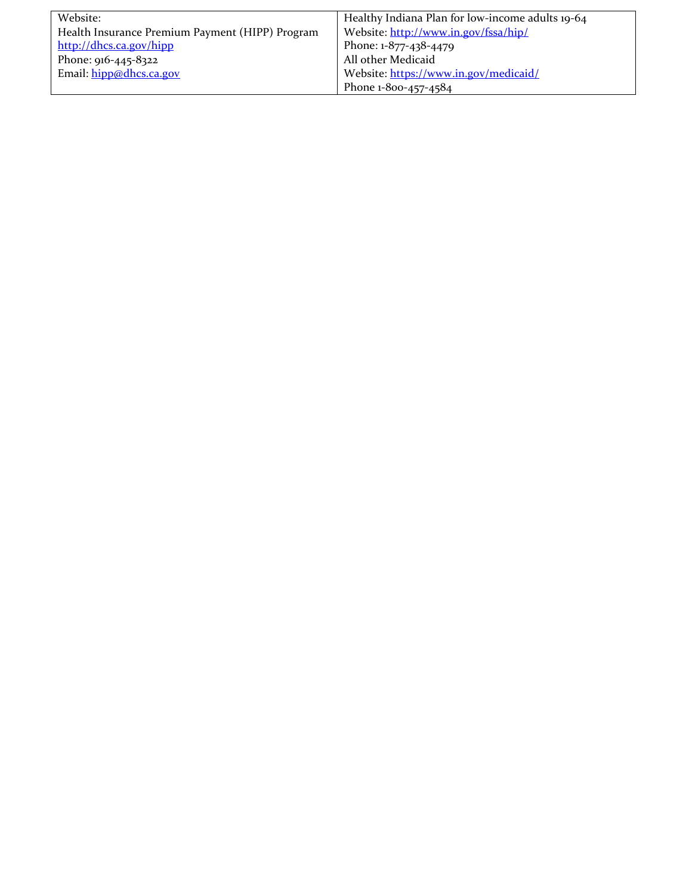| Website:<br>Health Insurance Premium Payment (HIPP) Program<br>http://dhcs.ca.gov/hipp<br>Phone: 916-445-8322<br>Email: hipp@dhcs.ca.gov | Healthy Indiana Plan for low-income adults 19-64<br>Website: http://www.in.gov/fssa/hip/<br>Phone: 1-877-438-4479<br>All other Medicaid<br>Website: https://www.in.gov/medicaid/<br>Phone 1-800-457-4584 |
|---|---|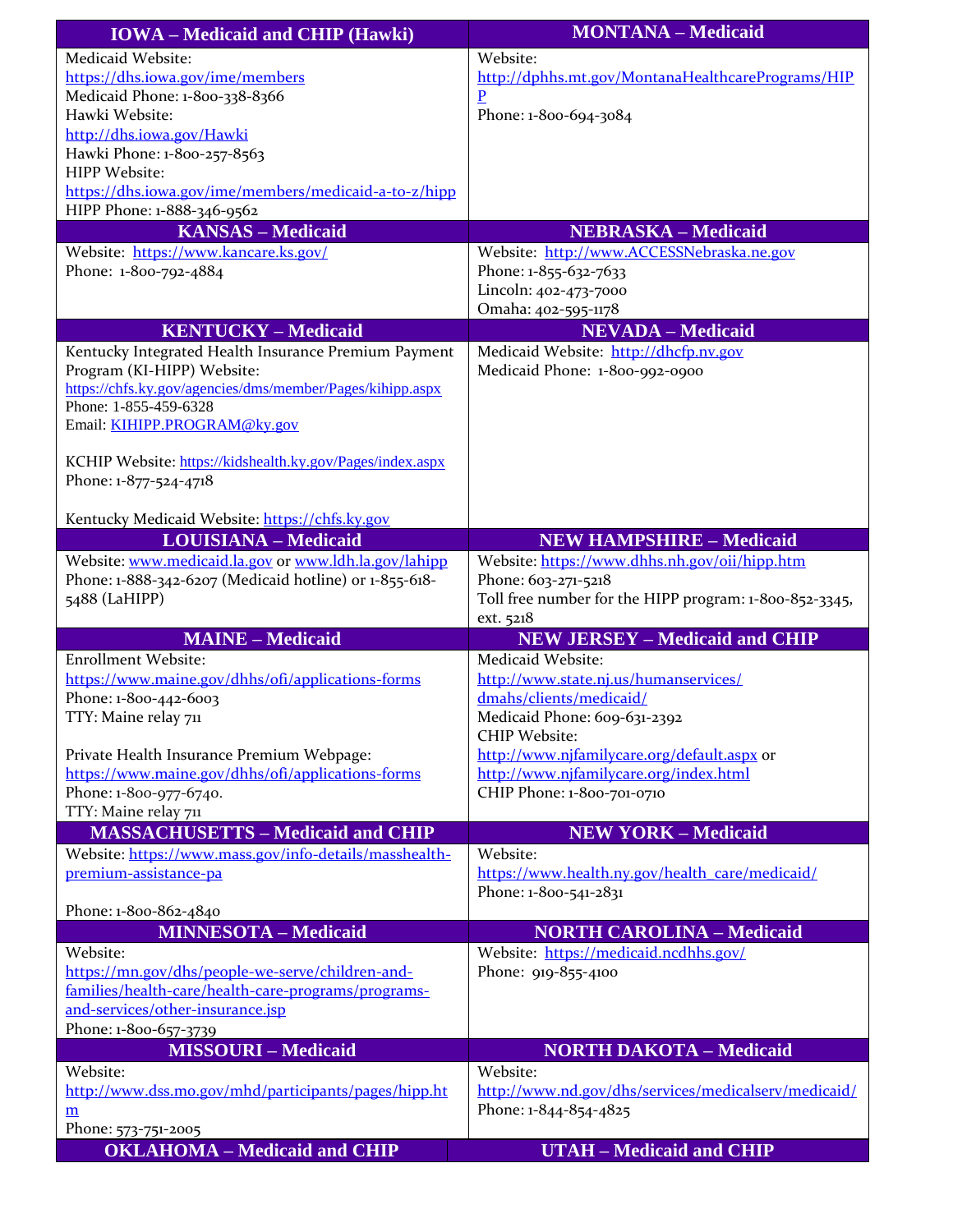| IOWA – Medicaid and CHIP (Hawki) | MONTANA – Medicaid |
|---|---|
| Medicaid Website: https://dhs.iowa.gov/ime/members<br>Medicaid Phone: 1-800-338-8366<br>Hawki Website: http://dhs.iowa.gov/Hawki<br>Hawki Phone: 1-800-257-8563<br>HIPP Website: https://dhs.iowa.gov/ime/members/medicaid-a-to-z/hipp<br>HIPP Phone: 1-888-346-9562 | Website: http://dphhs.mt.gov/MontanaHealthcarePrograms/HIPP<br>Phone: 1-800-694-3084 |
| **KANSAS – Medicaid** | **NEBRASKA – Medicaid** |
| Website: https://www.kancare.ks.gov/<br>Phone: 1-800-792-4884 | Website: http://www.ACCESSNebraska.ne.gov<br>Phone: 1-855-632-7633<br>Lincoln: 402-473-7000<br>Omaha: 402-595-1178 |
| **KENTUCKY – Medicaid** | **NEVADA – Medicaid** |
| Kentucky Integrated Health Insurance Premium Payment Program (KI-HIPP) Website: https://chfs.ky.gov/agencies/dms/member/Pages/kihipp.aspx<br>Phone: 1-855-459-6328<br>Email: KIHIPP.PROGRAM@ky.gov<br><br>KCHIP Website: https://kidshealth.ky.gov/Pages/index.aspx<br>Phone: 1-877-524-4718<br><br>Kentucky Medicaid Website: https://chfs.ky.gov | Medicaid Website: http://dhcfp.nv.gov<br>Medicaid Phone: 1-800-992-0900 |
| **LOUISIANA – Medicaid** | **NEW HAMPSHIRE – Medicaid** |
| Website: www.medicaid.la.gov or www.ldh.la.gov/lahipp<br>Phone: 1-888-342-6207 (Medicaid hotline) or 1-855-618-5488 (LaHIPP) | Website: https://www.dhhs.nh.gov/oii/hipp.htm<br>Phone: 603-271-5218<br>Toll free number for the HIPP program: 1-800-852-3345, ext. 5218 |
| **MAINE – Medicaid** | **NEW JERSEY – Medicaid and CHIP** |
| Enrollment Website: https://www.maine.gov/dhhs/ofi/applications-forms<br>Phone: 1-800-442-6003<br>TTY: Maine relay 711<br><br>Private Health Insurance Premium Webpage: https://www.maine.gov/dhhs/ofi/applications-forms<br>Phone: 1-800-977-6740.<br>TTY: Maine relay 711 | Medicaid Website: http://www.state.nj.us/humanservices/dmahs/clients/medicaid/<br>Medicaid Phone: 609-631-2392<br>CHIP Website: http://www.njfamilycare.org/default.aspx or http://www.njfamilycare.org/index.html<br>CHIP Phone: 1-800-701-0710 |
| **MASSACHUSETTS – Medicaid and CHIP** | **NEW YORK – Medicaid** |
| Website: https://www.mass.gov/info-details/masshealth-premium-assistance-pa<br><br>Phone: 1-800-862-4840 | Website: https://www.health.ny.gov/health_care/medicaid/<br>Phone: 1-800-541-2831 |
| **MINNESOTA – Medicaid** | **NORTH CAROLINA – Medicaid** |
| Website: https://mn.gov/dhs/people-we-serve/children-and-families/health-care/health-care-programs/programs-and-services/other-insurance.jsp<br>Phone: 1-800-657-3739 | Website: https://medicaid.ncdhhs.gov/<br>Phone: 919-855-4100 |
| **MISSOURI – Medicaid** | **NORTH DAKOTA – Medicaid** |
| Website: http://www.dss.mo.gov/mhd/participants/pages/hipp.htm<br>Phone: 573-751-2005 | Website: http://www.nd.gov/dhs/services/medicalserv/medicaid/<br>Phone: 1-844-854-4825 |
| **OKLAHOMA – Medicaid and CHIP** | **UTAH – Medicaid and CHIP** |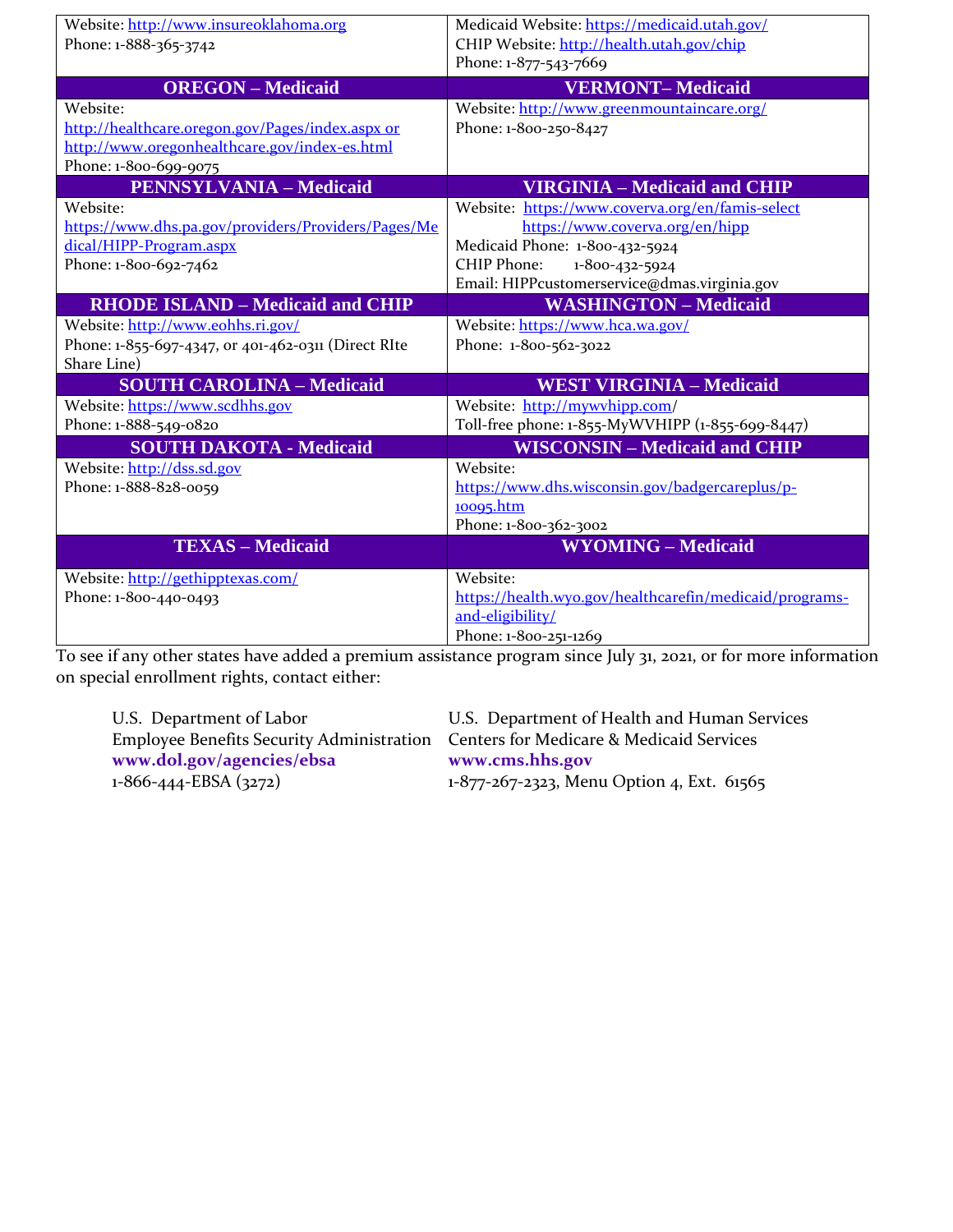| | |
|---|---|
| Website: http://www.insureoklahoma.org<br>Phone: 1-888-365-3742 | Medicaid Website: https://medicaid.utah.gov/<br>CHIP Website: http://health.utah.gov/chip<br>Phone: 1-877-543-7669 |
| **OREGON – Medicaid** | **VERMONT– Medicaid** |
| Website:<br>http://healthcare.oregon.gov/Pages/index.aspx or<br>http://www.oregonhealthcare.gov/index-es.html<br>Phone: 1-800-699-9075 | Website: http://www.greenmountaincare.org/<br>Phone: 1-800-250-8427 |
| **PENNSYLVANIA – Medicaid** | **VIRGINIA – Medicaid and CHIP** |
| Website:<br>https://www.dhs.pa.gov/providers/Providers/Pages/Medical/HIPP-Program.aspx<br>Phone: 1-800-692-7462 | Website: https://www.coverva.org/en/famis-select<br>https://www.coverva.org/en/hipp<br>Medicaid Phone: 1-800-432-5924<br>CHIP Phone: 1-800-432-5924<br>Email: HIPPcustomerservice@dmas.virginia.gov |
| **RHODE ISLAND – Medicaid and CHIP** | **WASHINGTON – Medicaid** |
| Website: http://www.eohhs.ri.gov/<br>Phone: 1-855-697-4347, or 401-462-0311 (Direct RIte Share Line) | Website: https://www.hca.wa.gov/<br>Phone: 1-800-562-3022 |
| **SOUTH CAROLINA – Medicaid** | **WEST VIRGINIA – Medicaid** |
| Website: https://www.scdhhs.gov<br>Phone: 1-888-549-0820 | Website: http://mywvhipp.com/<br>Toll-free phone: 1-855-MyWVHIPP (1-855-699-8447) |
| **SOUTH DAKOTA - Medicaid** | **WISCONSIN – Medicaid and CHIP** |
| Website: http://dss.sd.gov<br>Phone: 1-888-828-0059 | Website:<br>https://www.dhs.wisconsin.gov/badgercareplus/p-10095.htm<br>Phone: 1-800-362-3002 |
| **TEXAS – Medicaid** | **WYOMING – Medicaid** |
| Website: http://gethipptexas.com/<br>Phone: 1-800-440-0493 | Website:<br>https://health.wyo.gov/healthcarefin/medicaid/programs-and-eligibility/<br>Phone: 1-800-251-1269 |

To see if any other states have added a premium assistance program since July 31, 2021, or for more information on special enrollment rights, contact either:

U.S. Department of Labor
Employee Benefits Security Administration
**www.dol.gov/agencies/ebsa**
1-866-444-EBSA (3272)

U.S. Department of Health and Human Services
Centers for Medicare & Medicaid Services
**www.cms.hhs.gov**
1-877-267-2323, Menu Option 4, Ext. 61565